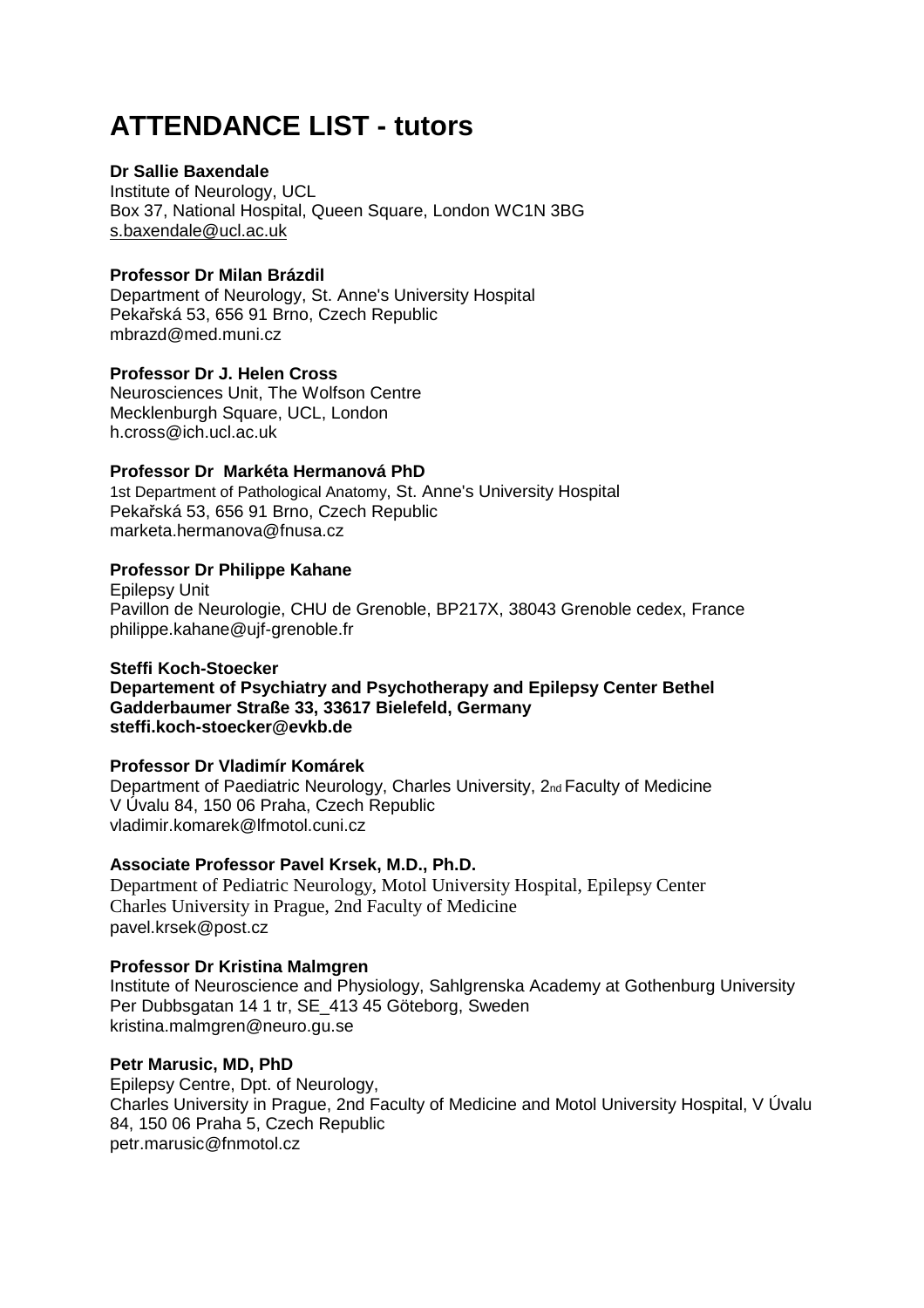# ATTENDANCE LIST - tutors

**Dr Sallie Baxendale**
Institute of Neurology, UCL
Box 37, National Hospital, Queen Square, London WC1N 3BG
s.baxendale@ucl.ac.uk

**Professor Dr Milan Brázdil**
Department of Neurology, St. Anne's University Hospital
Pekařská 53, 656 91 Brno, Czech Republic
mbrazd@med.muni.cz

**Professor Dr J. Helen Cross**
Neurosciences Unit, The Wolfson Centre
Mecklenburgh Square, UCL, London
h.cross@ich.ucl.ac.uk

**Professor Dr Markéta Hermanová PhD**
1st Department of Pathological Anatomy, St. Anne's University Hospital
Pekařská 53, 656 91 Brno, Czech Republic
marketa.hermanova@fnusa.cz

**Professor Dr Philippe Kahane**
Epilepsy Unit
Pavillon de Neurologie, CHU de Grenoble, BP217X, 38043 Grenoble cedex, France
philippe.kahane@ujf-grenoble.fr

**Steffi Koch-Stoecker**
**Departement of Psychiatry and Psychotherapy and Epilepsy Center Bethel**
**Gadderbaumer Straße 33, 33617 Bielefeld, Germany**
**steffi.koch-stoecker@evkb.de**

**Professor Dr Vladimír Komárek**
Department of Paediatric Neurology, Charles University, 2nd Faculty of Medicine
V Úvalu 84, 150 06 Praha, Czech Republic
vladimir.komarek@lfmotol.cuni.cz

**Associate Professor Pavel Krsek, M.D., Ph.D.**
Department of Pediatric Neurology, Motol University Hospital, Epilepsy Center
Charles University in Prague, 2nd Faculty of Medicine
pavel.krsek@post.cz

**Professor Dr Kristina Malmgren**
Institute of Neuroscience and Physiology, Sahlgrenska Academy at Gothenburg University
Per Dubbsgatan 14 1 tr, SE_413 45 Göteborg, Sweden
kristina.malmgren@neuro.gu.se

**Petr Marusic, MD, PhD**
Epilepsy Centre, Dpt. of Neurology,
Charles University in Prague, 2nd Faculty of Medicine and Motol University Hospital, V Úvalu 84, 150 06 Praha 5, Czech Republic
petr.marusic@fnmotol.cz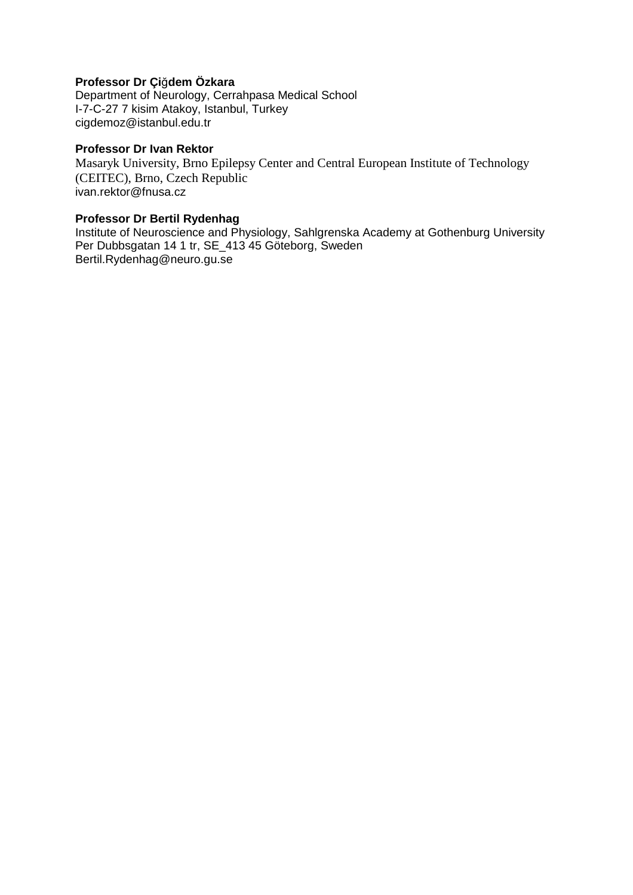**Professor Dr Çiğdem Özkara**
Department of Neurology, Cerrahpasa Medical School
I-7-C-27 7 kisim Atakoy, Istanbul, Turkey
cigdemoz@istanbul.edu.tr

**Professor Dr Ivan Rektor**
Masaryk University, Brno Epilepsy Center and Central European Institute of Technology (CEITEC), Brno, Czech Republic
ivan.rektor@fnusa.cz

**Professor Dr Bertil Rydenhag**
Institute of Neuroscience and Physiology, Sahlgrenska Academy at Gothenburg University
Per Dubbsgatan 14 1 tr, SE_413 45 Göteborg, Sweden
Bertil.Rydenhag@neuro.gu.se